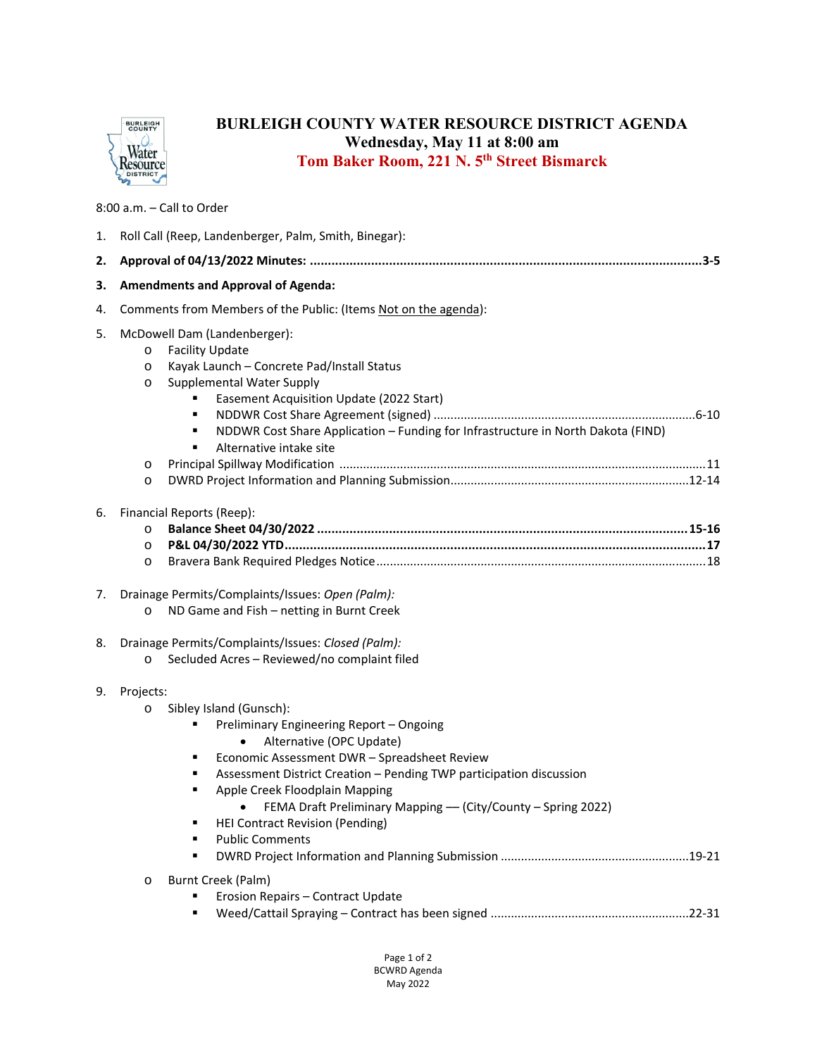# BURLEIGH COUNTY WATER RESOURCE DISTRICT AGENDA

## Wednesday, May 11 at 8:00 am

## Tom Baker Room, 221 N. 5th Street Bismarck

8:00 a.m. – Call to Order

1. Roll Call (Reep, Landenberger, Palm, Smith, Binegar):
2. **Approval of 04/13/2022 Minutes: ............................................................3-5**
3. **Amendments and Approval of Agenda:**
4. Comments from Members of the Public: (Items Not on the agenda):
5. McDowell Dam (Landenberger):
   - Facility Update
   - Kayak Launch – Concrete Pad/Install Status
   - Supplemental Water Supply
     - Easement Acquisition Update (2022 Start)
     - NDDWR Cost Share Agreement (signed) ............................................................6-10
     - NDDWR Cost Share Application – Funding for Infrastructure in North Dakota (FIND)
     - Alternative intake site
   - Principal Spillway Modification ............................................................11
   - DWRD Project Information and Planning Submission............................................................12-14
6. Financial Reports (Reep):
   - **Balance Sheet 04/30/2022 ............................................................15-16**
   - **P&L 04/30/2022 YTD............................................................17**
   - Bravera Bank Required Pledges Notice............................................................18
7. Drainage Permits/Complaints/Issues: *Open (Palm):*
   - ND Game and Fish – netting in Burnt Creek
8. Drainage Permits/Complaints/Issues: *Closed (Palm):*
   - Secluded Acres – Reviewed/no complaint filed
9. Projects:
   - Sibley Island (Gunsch):
     - Preliminary Engineering Report – Ongoing
       - Alternative (OPC Update)
     - Economic Assessment DWR – Spreadsheet Review
     - Assessment District Creation – Pending TWP participation discussion
     - Apple Creek Floodplain Mapping
       - FEMA Draft Preliminary Mapping — (City/County – Spring 2022)
     - HEI Contract Revision (Pending)
     - Public Comments
     - DWRD Project Information and Planning Submission ............................................................19-21
   - Burnt Creek (Palm)
     - Erosion Repairs – Contract Update
     - Weed/Cattail Spraying – Contract has been signed ............................................................22-31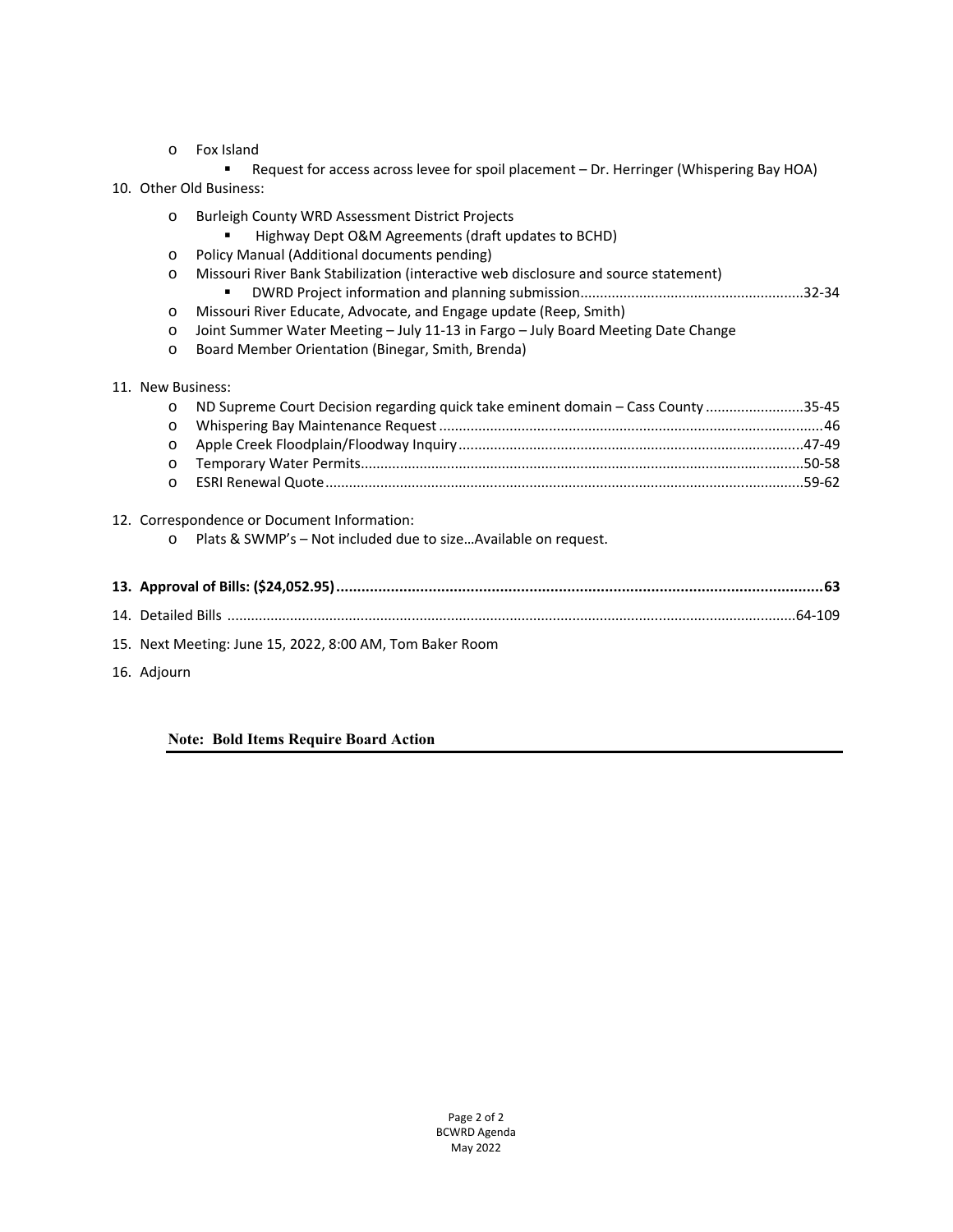- Fox Island
  - Request for access across levee for spoil placement – Dr. Herringer (Whispering Bay HOA)

10. Other Old Business:
    - Burleigh County WRD Assessment District Projects
      - Highway Dept O&M Agreements (draft updates to BCHD)
    - Policy Manual (Additional documents pending)
    - Missouri River Bank Stabilization (interactive web disclosure and source statement)
      - DWRD Project information and planning submission........................................................32-34
    - Missouri River Educate, Advocate, and Engage update (Reep, Smith)
    - Joint Summer Water Meeting – July 11-13 in Fargo – July Board Meeting Date Change
    - Board Member Orientation (Binegar, Smith, Brenda)

11. New Business:
    - ND Supreme Court Decision regarding quick take eminent domain – Cass County .........................35-45
    - Whispering Bay Maintenance Request ................................................................................................46
    - Apple Creek Floodplain/Floodway Inquiry .......................................................................................47-49
    - Temporary Water Permits................................................................................................................50-58
    - ESRI Renewal Quote........................................................................................................................59-62

12. Correspondence or Document Information:
    - Plats & SWMP's – Not included due to size…Available on request.

**13. Approval of Bills: ($24,052.95)..................................................................................................................63**

14. Detailed Bills ...............................................................................................................................................64-109

15. Next Meeting: June 15, 2022, 8:00 AM, Tom Baker Room

16. Adjourn

**Note: Bold Items Require Board Action**